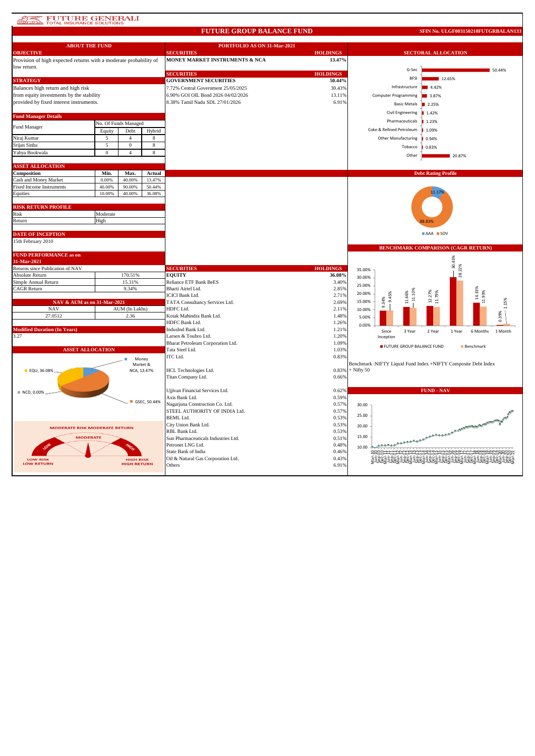# FUTURE GENERALI TOTAL INSURANCE SOLUTIONS

## FUTURE GROUP BALANCE FUND

SFIN No. ULGF003150210FUTGRBALAN133

### ABOUT THE FUND

**OBJECTIVE**

Provision of high expected returns with a moderate probability of low return.

**STRATEGY**

Balances high return and high risk from equity investments by the stability provided by fixed interest instruments.

**Fund Manager Details**

| Fund Manager | No. Of Funds Managed | | |
|---|---|---|---|
| | Equity | Debt | Hybrid |
| Niraj Kumar | 5 | 4 | 8 |
| Srijan Sinha | 5 | 0 | 8 |
| Yahya Bookwala | 0 | 4 | 8 |

**ASSET ALLOCATION**

| Composition | Min. | Max. | Actual |
|---|---|---|---|
| Cash and Money Market | 0.00% | 40.00% | 13.47% |
| Fixed Income Instruments | 40.00% | 90.00% | 50.44% |
| Equities | 10.00% | 40.00% | 36.08% |

**RISK RETURN PROFILE**

| | |
|---|---|
| Risk | Moderate |
| Return | High |

**DATE OF INCEPTION**

15th February 2010

**FUND PERFORMANCE as on 31-Mar-2021**

| Returns since Publication of NAV | |
|---|---|
| Absolute Return | 170.51% |
| Simple Annual Return | 15.31% |
| CAGR Return | 9.34% |

**NAV & AUM as on 31-Mar-2021**

| NAV | AUM (In Lakhs) |
|---|---|
| 27.0512 | 2.36 |

**Modified Duration (In Years)**

3.27

**ASSET ALLOCATION**

EQU, 36.08%; Money Market & NCA, 13.47%; NCD, 0.00%; GSEC, 50.44%

MODERATE RISK MODERATE RETURN

### PORTFOLIO AS ON 31-Mar-2021

| SECURITIES | HOLDINGS |
|---|---|
| **MONEY MARKET INSTRUMENTS & NCA** | **13.47%** |

| SECURITIES | HOLDINGS |
|---|---|
| **GOVERNMENT SECURITIES** | **50.44%** |
| 7.72% Central Government 25/05/2025 | 30.43% |
| 6.90% GOI OIL Bond 2026 04/02/2026 | 13.11% |
| 8.38% Tamil Nadu SDL 27/01/2026 | 6.91% |

| SECURITIES | HOLDINGS |
|---|---|
| **EQUITY** | **36.08%** |
| Reliance ETF Bank BeES | 3.40% |
| Bharti Airtel Ltd. | 2.85% |
| ICICI Bank Ltd. | 2.71% |
| TATA Consultancy Services Ltd. | 2.69% |
| HDFC Ltd. | 2.11% |
| Kotak Mahindra Bank Ltd. | 1.48% |
| HDFC Bank Ltd. | 1.26% |
| IndusInd Bank Ltd. | 1.21% |
| Larsen & Toubro Ltd. | 1.20% |
| Bharat Petroleum Corporation Ltd. | 1.09% |
| Tata Steel Ltd. | 1.03% |
| ITC Ltd. | 0.83% |
| HCL Technologies Ltd. | 0.83% |
| Titan Company Ltd. | 0.66% |
| Ujjivan Financial Services Ltd. | 0.62% |
| Axis Bank Ltd. | 0.59% |
| Nagarjuna Construction Co. Ltd. | 0.57% |
| STEEL AUTHORITY OF INDIA Ltd. | 0.57% |
| BEML Ltd. | 0.53% |
| City Union Bank Ltd. | 0.53% |
| RBL Bank Ltd. | 0.53% |
| Sun Pharmaceuticals Industries Ltd. | 0.51% |
| Petronet LNG Ltd. | 0.48% |
| State Bank of India | 0.46% |
| Oil & Natural Gas Corporation Ltd. | 0.43% |
| Others | 6.91% |

### SECTORAL ALLOCATION

| Sector | Allocation |
|---|---|
| G-Sec | 50.44% |
| BFSI | 12.65% |
| Infrastructure | 4.42% |
| Computer Programming | 3.87% |
| Basic Metals | 2.25% |
| Civil Engineering | 1.42% |
| Pharmaceuticals | 1.23% |
| Coke & Refined Petroleum | 1.09% |
| Other Manufacturing | 0.94% |
| Tobacco | 0.83% |
| Other | 20.87% |

### Debt Rating Profile

AAA: 11.17%; SOV: 88.83%

### BENCHMARK COMPARISON (CAGR RETURN)

| | Since Inception | 3 Year | 2 Year | 1 Year | 6 Months | 1 Month |
|---|---|---|---|---|---|---|
| FUTURE GROUP BALANCE FUND | 9.34% | 11.66% | 12.27% | 30.45% | 14.33% | 0.39% |
| Benchmark | 9.45% | 11.10% | 11.79% | 28.22% | 11.93% | 1.15% |

Benchmark :NIFTY Liquid Fund Index +NIFTY Composite Debt Index + Nifty 50

### FUND - NAV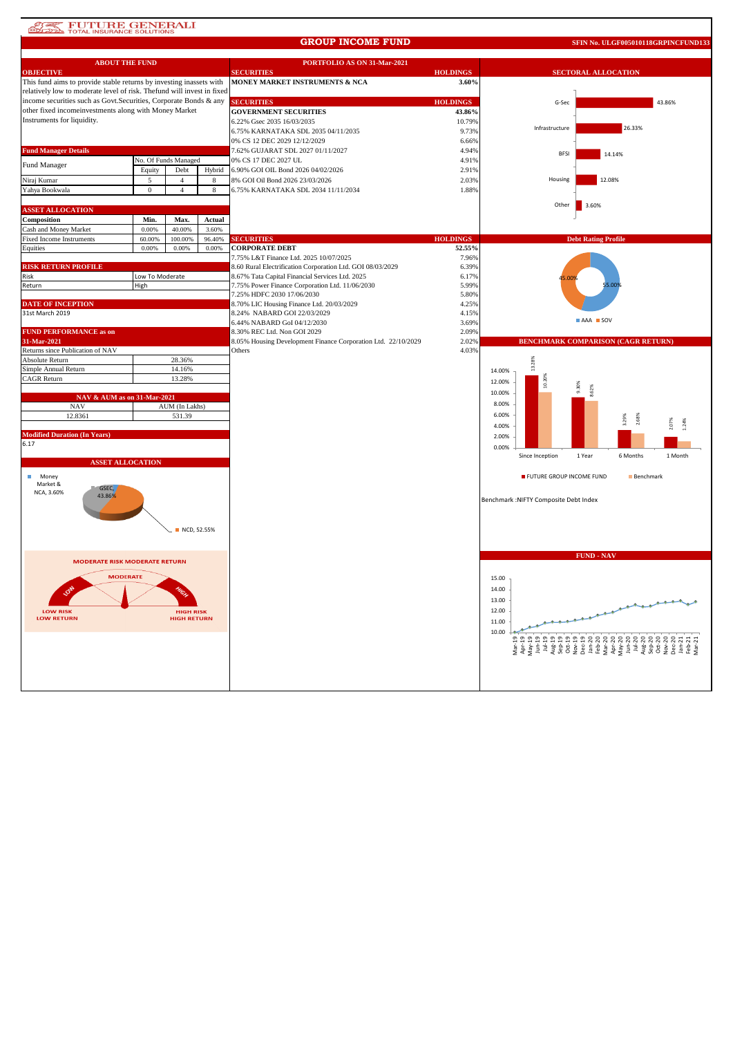# GROUP INCOME FUND

**SFIN No. ULGF005010118GRPINCFUND133**

## ABOUT THE FUND

### OBJECTIVE

This fund aims to provide stable returns by investing inassets with relatively low to moderate level of risk. Thefund will invest in fixed income securities such as Govt.Securities, Corporate Bonds & any other fixed incomeinvestments along with Money Market Instruments for liquidity.

### Fund Manager Details

| Fund Manager | No. Of Funds Managed | | |
|---|---|---|---|
| | Equity | Debt | Hybrid |
| Niraj Kumar | 5 | 4 | 8 |
| Yahya Bookwala | 0 | 4 | 8 |

### ASSET ALLOCATION

| Composition | Min. | Max. | Actual |
|---|---|---|---|
| Cash and Money Market | 0.00% | 40.00% | 3.60% |
| Fixed Income Instruments | 60.00% | 100.00% | 96.40% |
| Equities | 0.00% | 0.00% | 0.00% |

### RISK RETURN PROFILE

| | |
|---|---|
| Risk | Low To Moderate |
| Return | High |

### DATE OF INCEPTION

31st March 2019

### FUND PERFORMANCE as on 31-Mar-2021

| Returns since Publication of NAV | |
|---|---|
| Absolute Return | 28.36% |
| Simple Annual Return | 14.16% |
| CAGR Return | 13.28% |

### NAV & AUM as on 31-Mar-2021

| NAV | AUM (In Lakhs) |
|---|---|
| 12.8361 | 531.39 |

### Modified Duration (In Years)

6.17

### ASSET ALLOCATION

Money Market & NCA, 3.60%; GSEC, 43.86%; NCD, 52.55%

MODERATE RISK MODERATE RETURN

## PORTFOLIO AS ON 31-Mar-2021

| SECURITIES | HOLDINGS |
|---|---|
| **MONEY MARKET INSTRUMENTS & NCA** | **3.60%** |

| SECURITIES | HOLDINGS |
|---|---|
| **GOVERNMENT SECURITIES** | **43.86%** |
| 6.22% Gsec 2035 16/03/2035 | 10.79% |
| 6.75% KARNATAKA SDL 2035 04/11/2035 | 9.73% |
| 0% CS 12 DEC 2029 12/12/2029 | 6.66% |
| 7.62% GUJARAT SDL 2027 01/11/2027 | 4.94% |
| 0% CS 17 DEC 2027 UL | 4.91% |
| 6.90% GOI OIL Bond 2026 04/02/2026 | 2.91% |
| 8% GOI Oil Bond 2026 23/03/2026 | 2.03% |
| 6.75% KARNATAKA SDL 2034 11/11/2034 | 1.88% |

| SECURITIES | HOLDINGS |
|---|---|
| **CORPORATE DEBT** | **52.55%** |
| 7.75% L&T Finance Ltd. 2025 10/07/2025 | 7.96% |
| 8.60 Rural Electrification Corporation Ltd. GOI 08/03/2029 | 6.39% |
| 8.67% Tata Capital Financial Services Ltd. 2025 | 6.17% |
| 7.75% Power Finance Corporation Ltd. 11/06/2030 | 5.99% |
| 7.25% HDFC 2030 17/06/2030 | 5.80% |
| 8.70% LIC Housing Finance Ltd. 20/03/2029 | 4.25% |
| 8.24% NABARD GOI 22/03/2029 | 4.15% |
| 6.44% NABARD GoI 04/12/2030 | 3.69% |
| 8.30% REC Ltd. Non GOI 2029 | 2.09% |
| 8.05% Housing Development Finance Corporation Ltd. 22/10/2029 | 2.02% |
| Others | 4.03% |

## SECTORAL ALLOCATION

| Sector | Allocation |
|---|---|
| G-Sec | 43.86% |
| Infrastructure | 26.33% |
| BFSI | 14.14% |
| Housing | 12.08% |
| Other | 3.60% |

## Debt Rating Profile

| Rating | Allocation |
|---|---|
| AAA | 45.00% |
| SOV | 55.00% |

## BENCHMARK COMPARISON (CAGR RETURN)

| | FUTURE GROUP INCOME FUND | Benchmark |
|---|---|---|
| Since Inception | 13.28% | 10.20% |
| 1 Year | 9.30% | 8.62% |
| 6 Months | 3.29% | 2.68% |
| 1 Month | 2.07% | 1.24% |

Benchmark :NIFTY Composite Debt Index

## FUND - NAV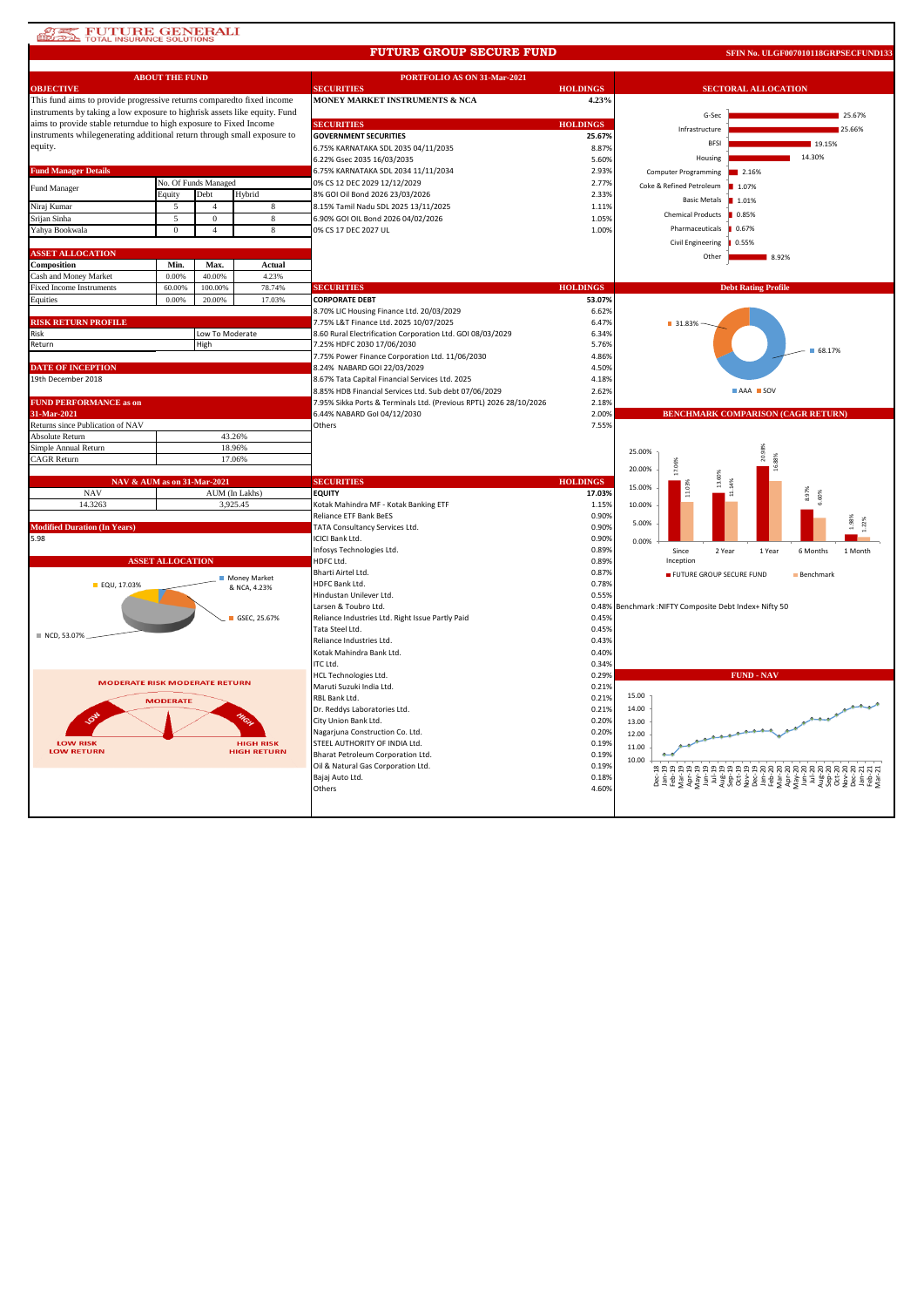FUTURE GENERALI
TOTAL INSURANCE SOLUTIONS

# FUTURE GROUP SECURE FUND

**SFIN No. ULGF007010118GRPSECFUND133**

## ABOUT THE FUND

### OBJECTIVE

This fund aims to provide progressive returns comparedto fixed income instruments by taking a low exposure to highrisk assets like equity. Fund aims to provide stable returndue to high exposure to Fixed Income instruments whilegenerating additional return through small exposure to equity.

### Fund Manager Details

| Fund Manager | No. Of Funds Managed | | |
|---|---|---|---|
| | Equity | Debt | Hybrid |
| Niraj Kumar | 5 | 4 | 8 |
| Srijan Sinha | 5 | 0 | 8 |
| Yahya Bookwala | 0 | 4 | 8 |

### ASSET ALLOCATION

| Composition | Min. | Max. | Actual |
|---|---|---|---|
| Cash and Money Market | 0.00% | 40.00% | 4.23% |
| Fixed Income Instruments | 60.00% | 100.00% | 78.74% |
| Equities | 0.00% | 20.00% | 17.03% |

### RISK RETURN PROFILE

| | |
|---|---|
| Risk | Low To Moderate |
| Return | High |

### DATE OF INCEPTION

19th December 2018

### FUND PERFORMANCE as on 31-Mar-2021

| Returns since Publication of NAV | |
|---|---|
| Absolute Return | 43.26% |
| Simple Annual Return | 18.96% |
| CAGR Return | 17.06% |

### NAV & AUM as on 31-Mar-2021

| NAV | AUM (In Lakhs) |
|---|---|
| 14.3263 | 3,925.45 |

### Modified Duration (In Years)

5.98

### ASSET ALLOCATION

| Asset | Allocation |
|---|---|
| Money Market & NCA | 4.23% |
| GSEC | 25.67% |
| NCD | 53.07% |
| EQU | 17.03% |

MODERATE RISK MODERATE RETURN

LOW RISK LOW RETURN — MODERATE — HIGH RISK HIGH RETURN

## PORTFOLIO AS ON 31-Mar-2021

| SECURITIES | HOLDINGS |
|---|---|
| **MONEY MARKET INSTRUMENTS & NCA** | **4.23%** |

| SECURITIES | HOLDINGS |
|---|---|
| **GOVERNMENT SECURITIES** | **25.67%** |
| 6.75% KARNATAKA SDL 2035 04/11/2035 | 8.87% |
| 6.22% Gsec 2035 16/03/2035 | 5.60% |
| 6.75% KARNATAKA SDL 2034 11/11/2034 | 2.93% |
| 0% CS 12 DEC 2029 12/12/2029 | 2.77% |
| 8% GOI Oil Bond 2026 23/03/2026 | 2.33% |
| 8.15% Tamil Nadu SDL 2025 13/11/2025 | 1.11% |
| 6.90% GOI OIL Bond 2026 04/02/2026 | 1.05% |
| 0% CS 17 DEC 2027 UL | 1.00% |

| SECURITIES | HOLDINGS |
|---|---|
| **CORPORATE DEBT** | **53.07%** |
| 8.70% LIC Housing Finance Ltd. 20/03/2029 | 6.62% |
| 7.75% L&T Finance Ltd. 2025 10/07/2025 | 6.47% |
| 8.60 Rural Electrification Corporation Ltd. GOI 08/03/2029 | 6.34% |
| 7.25% HDFC 2030 17/06/2030 | 5.76% |
| 7.75% Power Finance Corporation Ltd. 11/06/2030 | 4.86% |
| 8.24% NABARD GOI 22/03/2029 | 4.50% |
| 8.67% Tata Capital Financial Services Ltd. 2025 | 4.18% |
| 8.85% HDB Financial Services Ltd. Sub debt 07/06/2029 | 2.62% |
| 7.95% Sikka Ports & Terminals Ltd. (Previous RPTL) 2026 28/10/2026 | 2.18% |
| 6.44% NABARD GoI 04/12/2030 | 2.00% |
| Others | 7.55% |

| SECURITIES | HOLDINGS |
|---|---|
| **EQUITY** | **17.03%** |
| Kotak Mahindra MF - Kotak Banking ETF | 1.15% |
| Reliance ETF Bank BeES | 0.90% |
| TATA Consultancy Services Ltd. | 0.90% |
| ICICI Bank Ltd. | 0.90% |
| Infosys Technologies Ltd. | 0.89% |
| HDFC Ltd. | 0.89% |
| Bharti Airtel Ltd. | 0.87% |
| HDFC Bank Ltd. | 0.78% |
| Hindustan Unilever Ltd. | 0.55% |
| Larsen & Toubro Ltd. | 0.48% |
| Reliance Industries Ltd. Right Issue Partly Paid | 0.45% |
| Tata Steel Ltd. | 0.45% |
| Reliance Industries Ltd. | 0.43% |
| Kotak Mahindra Bank Ltd. | 0.40% |
| ITC Ltd. | 0.34% |
| HCL Technologies Ltd. | 0.29% |
| Maruti Suzuki India Ltd. | 0.21% |
| RBL Bank Ltd. | 0.21% |
| Dr. Reddys Laboratories Ltd. | 0.21% |
| City Union Bank Ltd. | 0.20% |
| Nagarjuna Construction Co. Ltd. | 0.20% |
| STEEL AUTHORITY OF INDIA Ltd. | 0.19% |
| Bharat Petroleum Corporation Ltd. | 0.19% |
| Oil & Natural Gas Corporation Ltd. | 0.19% |
| Bajaj Auto Ltd. | 0.18% |
| Others | 4.60% |

## SECTORAL ALLOCATION

| Sector | Allocation |
|---|---|
| G-Sec | 25.67% |
| Infrastructure | 25.66% |
| BFSI | 19.15% |
| Housing | 14.30% |
| Computer Programming | 2.16% |
| Coke & Refined Petroleum | 1.07% |
| Basic Metals | 1.01% |
| Chemical Products | 0.85% |
| Pharmaceuticals | 0.67% |
| Civil Engineering | 0.55% |
| Other | 8.92% |

## Debt Rating Profile

| Rating | Share |
|---|---|
| AAA | 68.17% |
| SOV | 31.83% |

## BENCHMARK COMPARISON (CAGR RETURN)

| | Since Inception | 2 Year | 1 Year | 6 Months | 1 Month |
|---|---|---|---|---|---|
| FUTURE GROUP SECURE FUND | 17.06% | 13.60% | 20.98% | 8.97% | 1.98% |
| Benchmark | 11.03% | 11.14% | 16.88% | 6.60% | 1.22% |

Benchmark :NIFTY Composite Debt Index+ Nifty 50

## FUND - NAV

Chart: Fund NAV from Dec-18 to Mar-21 (axis 10.00 to 15.00).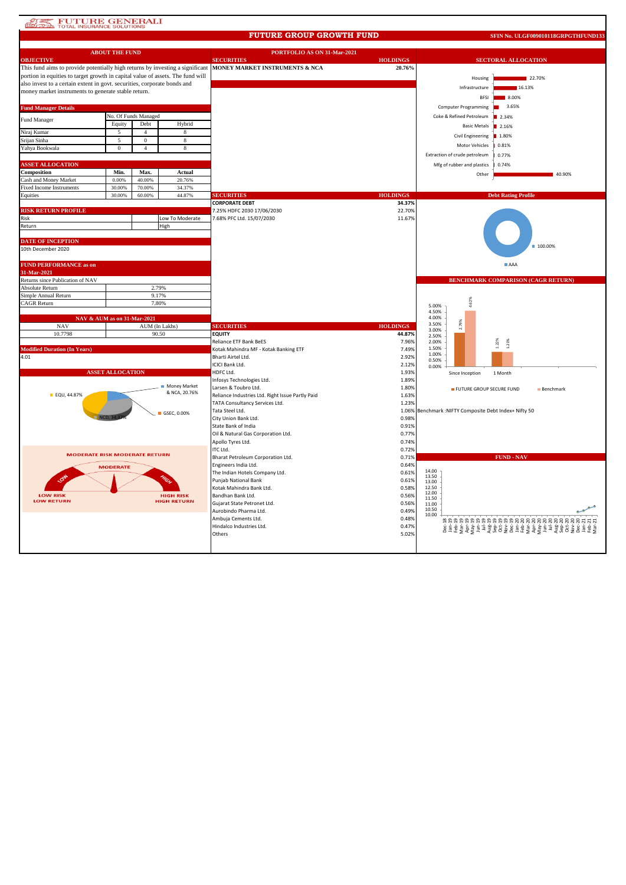FUTURE GENERALI
TOTAL INSURANCE SOLUTIONS

# FUTURE GROUP GROWTH FUND

SFIN No. ULGF009010118GRPGTHFUND133

## ABOUT THE FUND

**OBJECTIVE**

This fund aims to provide potentially high returns by investing a significant portion in equities to target growth in capital value of assets. The fund will also invest to a certain extent in govt. securities, corporate bonds and money market instruments to generate stable return.

**Fund Manager Details**

| Fund Manager | No. Of Funds Managed | | |
|---|---|---|---|
| | Equity | Debt | Hybrid |
| Niraj Kumar | 5 | 4 | 8 |
| Srijan Sinha | 5 | 0 | 8 |
| Yahya Bookwala | 0 | 4 | 8 |

**ASSET ALLOCATION**

| Composition | Min. | Max. | Actual |
|---|---|---|---|
| Cash and Money Market | 0.00% | 40.00% | 20.76% |
| Fixed Income Instruments | 30.00% | 70.00% | 34.37% |
| Equities | 30.00% | 60.00% | 44.87% |

**RISK RETURN PROFILE**

| | |
|---|---|
| Risk | Low To Moderate |
| Return | High |

**DATE OF INCEPTION**

10th December 2020

**FUND PERFORMANCE as on 31-Mar-2021**

| Returns since Publication of NAV | |
|---|---|
| Absolute Return | 2.79% |
| Simple Annual Return | 9.17% |
| CAGR Return | 7.80% |

**NAV & AUM as on 31-Mar-2021**

| NAV | AUM (In Lakhs) |
|---|---|
| 10.7798 | 90.50 |

**Modified Duration (In Years)**

4.01

**ASSET ALLOCATION**

Money Market & NCA, 20.76%
EQU, 44.87%
GSEC, 0.00%
NCD, 34.37%

MODERATE RISK MODERATE RETURN
MODERATE
LOW
HIGH
LOW RISK LOW RETURN
HIGH RISK HIGH RETURN

## PORTFOLIO AS ON 31-Mar-2021

| SECURITIES | HOLDINGS |
|---|---|
| **MONEY MARKET INSTRUMENTS & NCA** | **20.76%** |

| SECURITIES | HOLDINGS |
|---|---|
| **CORPORATE DEBT** | **34.37%** |
| 7.25% HDFC 2030 17/06/2030 | 22.70% |
| 7.68% PFC Ltd. 15/07/2030 | 11.67% |

| SECURITIES | HOLDINGS |
|---|---|
| **EQUITY** | **44.87%** |
| Reliance ETF Bank BeES | 7.96% |
| Kotak Mahindra MF - Kotak Banking ETF | 7.49% |
| Bharti Airtel Ltd. | 2.92% |
| ICICI Bank Ltd. | 2.12% |
| HDFC Ltd. | 1.93% |
| Infosys Technologies Ltd. | 1.89% |
| Larsen & Toubro Ltd. | 1.80% |
| Reliance Industries Ltd. Right Issue Partly Paid | 1.63% |
| TATA Consultancy Services Ltd. | 1.23% |
| Tata Steel Ltd. | 1.06% |
| City Union Bank Ltd. | 0.98% |
| State Bank of India | 0.91% |
| Oil & Natural Gas Corporation Ltd. | 0.77% |
| Apollo Tyres Ltd. | 0.74% |
| ITC Ltd. | 0.72% |
| Bharat Petroleum Corporation Ltd. | 0.71% |
| Engineers India Ltd. | 0.64% |
| The Indian Hotels Company Ltd. | 0.61% |
| Punjab National Bank | 0.61% |
| Kotak Mahindra Bank Ltd. | 0.58% |
| Bandhan Bank Ltd. | 0.56% |
| Gujarat State Petronet Ltd. | 0.56% |
| Aurobindo Pharma Ltd. | 0.49% |
| Ambuja Cements Ltd. | 0.48% |
| Hindalco Industries Ltd. | 0.47% |
| Others | 5.02% |

## SECTORAL ALLOCATION

Housing 22.70%
Infrastructure 16.13%
BFSI 8.00%
Computer Programming 3.65%
Coke & Refined Petroleum 2.34%
Basic Metals 2.16%
Civil Engineering 1.80%
Motor Vehicles 0.81%
Extraction of crude petroleum 0.77%
Mfg of rubber and plastics 0.74%
Other 40.90%

## Debt Rating Profile

100.00%
AAA

## BENCHMARK COMPARISON (CAGR RETURN)

5.00%
4.50%
4.00%
3.50%
3.00%
2.50%
2.00%
1.50%
1.00%
0.50%
0.00%

2.79%
4.62%
1.22%
1.21%

Since Inception
1 Month

FUTURE GROUP SECURE FUND
Benchmark

Benchmark :NIFTY Composite Debt Index+ Nifty 50

## FUND - NAV

14.00
13.50
13.00
12.50
12.00
11.50
11.00
10.50
10.00

Dec-18 Jan-19 Feb-19 Mar-19 Apr-19 May-19 Jun-19 Jul-19 Aug-19 Sep-19 Oct-19 Nov-19 Dec-19 Jan-20 Feb-20 Mar-20 Apr-20 May-20 Jun-20 Jul-20 Aug-20 Sep-20 Oct-20 Nov-20 Dec-20 Jan-21 Feb-21 Mar-21